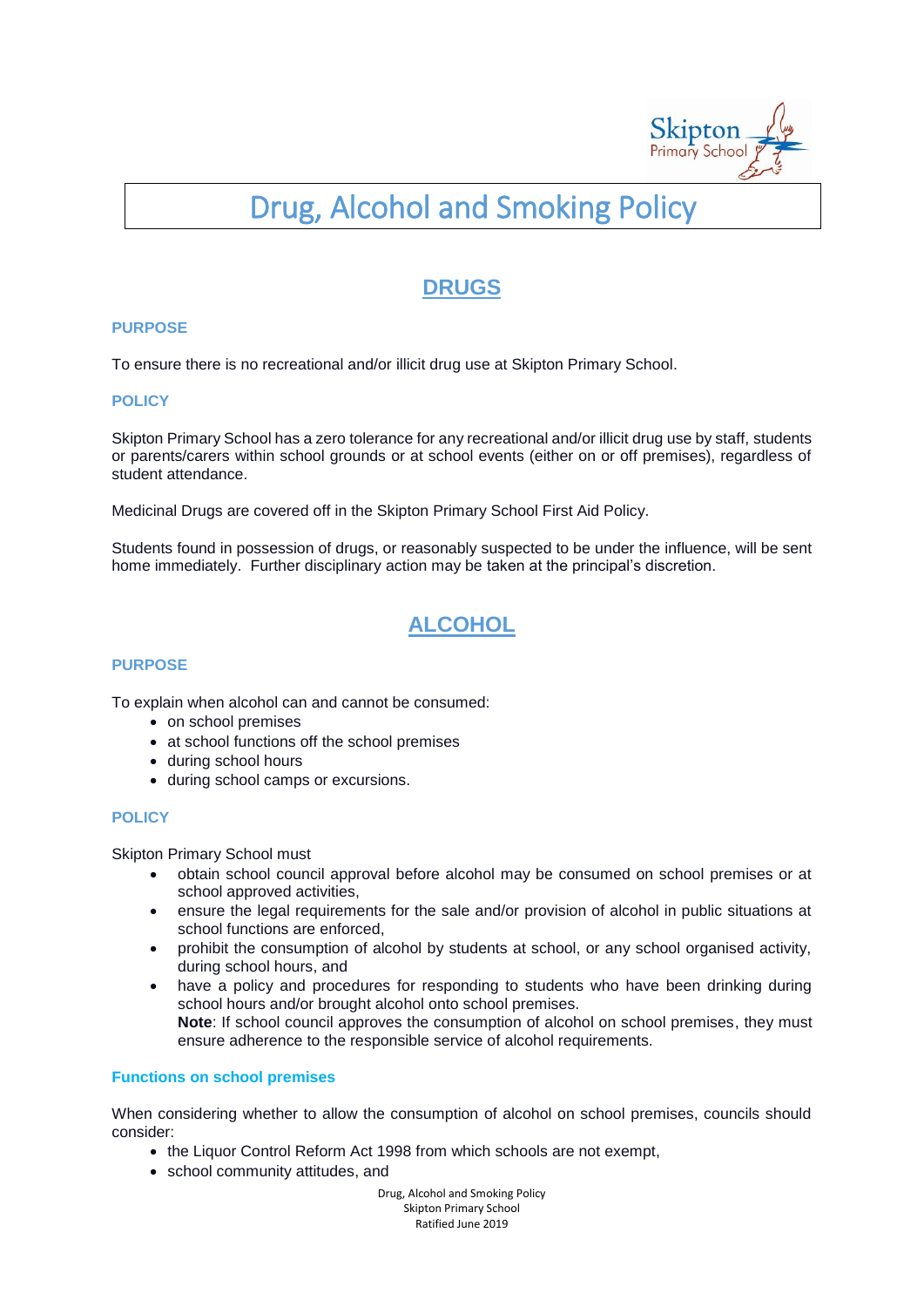# Drug, Alcohol and Smoking Policy

## DRUGS

### PURPOSE

To ensure there is no recreational and/or illicit drug use at Skipton Primary School.

### POLICY

Skipton Primary School has a zero tolerance for any recreational and/or illicit drug use by staff, students or parents/carers within school grounds or at school events (either on or off premises), regardless of student attendance.

Medicinal Drugs are covered off in the Skipton Primary School First Aid Policy.

Students found in possession of drugs, or reasonably suspected to be under the influence, will be sent home immediately. Further disciplinary action may be taken at the principal's discretion.

## ALCOHOL

### PURPOSE

To explain when alcohol can and cannot be consumed:

- on school premises
- at school functions off the school premises
- during school hours
- during school camps or excursions.

### POLICY

Skipton Primary School must

- obtain school council approval before alcohol may be consumed on school premises or at school approved activities,
- ensure the legal requirements for the sale and/or provision of alcohol in public situations at school functions are enforced,
- prohibit the consumption of alcohol by students at school, or any school organised activity, during school hours, and
- have a policy and procedures for responding to students who have been drinking during school hours and/or brought alcohol onto school premises.
  **Note**: If school council approves the consumption of alcohol on school premises, they must ensure adherence to the responsible service of alcohol requirements.

### Functions on school premises

When considering whether to allow the consumption of alcohol on school premises, councils should consider:

- the Liquor Control Reform Act 1998 from which schools are not exempt,
- school community attitudes, and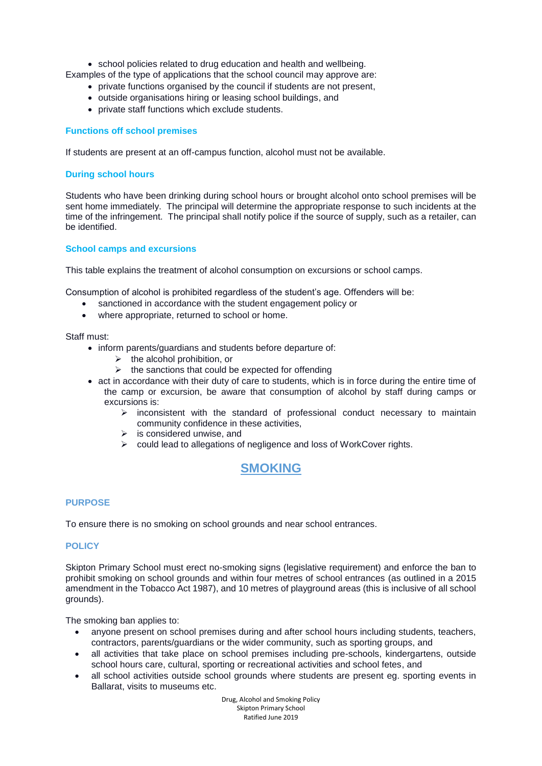- school policies related to drug education and health and wellbeing.

Examples of the type of applications that the school council may approve are:

- private functions organised by the council if students are not present,
- outside organisations hiring or leasing school buildings, and
- private staff functions which exclude students.

### Functions off school premises

If students are present at an off-campus function, alcohol must not be available.

### During school hours

Students who have been drinking during school hours or brought alcohol onto school premises will be sent home immediately. The principal will determine the appropriate response to such incidents at the time of the infringement. The principal shall notify police if the source of supply, such as a retailer, can be identified.

### School camps and excursions

This table explains the treatment of alcohol consumption on excursions or school camps.

Consumption of alcohol is prohibited regardless of the student's age. Offenders will be:

- sanctioned in accordance with the student engagement policy or
- where appropriate, returned to school or home.

Staff must:

- inform parents/guardians and students before departure of:
  - the alcohol prohibition, or
  - the sanctions that could be expected for offending
- act in accordance with their duty of care to students, which is in force during the entire time of the camp or excursion, be aware that consumption of alcohol by staff during camps or excursions is:
  - inconsistent with the standard of professional conduct necessary to maintain community confidence in these activities,
  - is considered unwise, and
  - could lead to allegations of negligence and loss of WorkCover rights.

## SMOKING

### PURPOSE

To ensure there is no smoking on school grounds and near school entrances.

### POLICY

Skipton Primary School must erect no-smoking signs (legislative requirement) and enforce the ban to prohibit smoking on school grounds and within four metres of school entrances (as outlined in a 2015 amendment in the Tobacco Act 1987), and 10 metres of playground areas (this is inclusive of all school grounds).

The smoking ban applies to:

- anyone present on school premises during and after school hours including students, teachers, contractors, parents/guardians or the wider community, such as sporting groups, and
- all activities that take place on school premises including pre-schools, kindergartens, outside school hours care, cultural, sporting or recreational activities and school fetes, and
- all school activities outside school grounds where students are present eg. sporting events in Ballarat, visits to museums etc.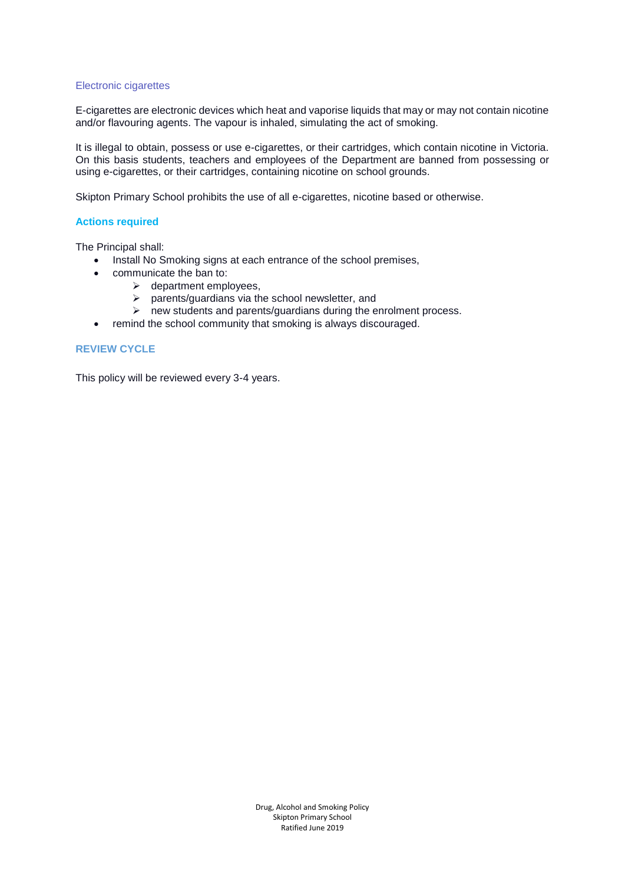### Electronic cigarettes

E-cigarettes are electronic devices which heat and vaporise liquids that may or may not contain nicotine and/or flavouring agents. The vapour is inhaled, simulating the act of smoking.

It is illegal to obtain, possess or use e-cigarettes, or their cartridges, which contain nicotine in Victoria. On this basis students, teachers and employees of the Department are banned from possessing or using e-cigarettes, or their cartridges, containing nicotine on school grounds.

Skipton Primary School prohibits the use of all e-cigarettes, nicotine based or otherwise.

## Actions required

The Principal shall:

- Install No Smoking signs at each entrance of the school premises,
- communicate the ban to:
  - department employees,
  - parents/guardians via the school newsletter, and
  - new students and parents/guardians during the enrolment process.
- remind the school community that smoking is always discouraged.

## REVIEW CYCLE

This policy will be reviewed every 3-4 years.